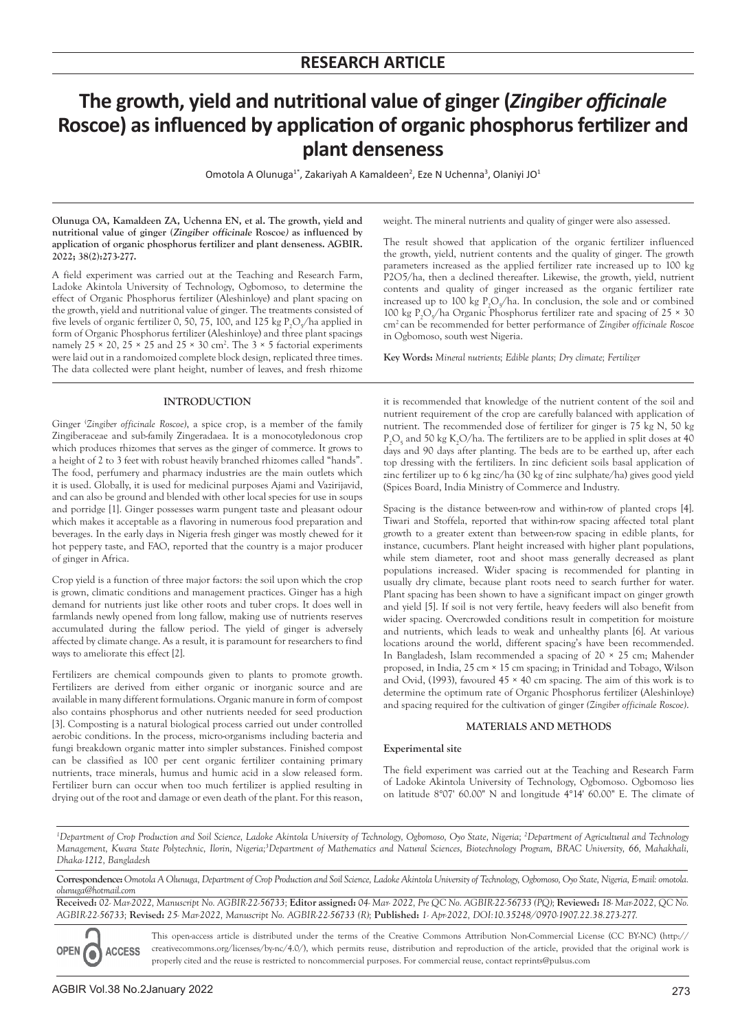**RESEARCH ARTICLE**

# The growth, yield and nutritional value of ginger (*Zingiber officinale* Roscoe) as influenced by application of organic phosphorus fertilizer and plant denseness

Omotola A Olunuga[1*], Zakariyah A Kamaldeen[2], Eze N Uchenna[3], Olaniyi JO[1]

**Olunuga OA, Kamaldeen ZA, Uchenna EN, et al. The growth, yield and nutritional value of ginger (*Zingiber officinale* Roscoe) as influenced by application of organic phosphorus fertilizer and plant denseness. AGBIR. 2022; 38(2):273-277.**

A field experiment was carried out at the Teaching and Research Farm, Ladoke Akintola University of Technology, Ogbomoso, to determine the effect of Organic Phosphorus fertilizer (Aleshinloye) and plant spacing on the growth, yield and nutritional value of ginger. The treatments consisted of five levels of organic fertilizer 0, 50, 75, 100, and 125 kg $P_2O_5$/ha applied in form of Organic Phosphorus fertilizer (Aleshinloye) and three plant spacings namely 25 × 20, 25 × 25 and 25 × 30 cm². The 3 × 5 factorial experiments were laid out in a randomoized complete block design, replicated three times. The data collected were plant height, number of leaves, and fresh rhizome weight. The mineral nutrients and quality of ginger were also assessed.

The result showed that application of the organic fertilizer influenced the growth, yield, nutrient contents and the quality of ginger. The growth parameters increased as the applied fertilizer rate increased up to 100 kg P2O5/ha, then a declined thereafter. Likewise, the growth, yield, nutrient contents and quality of ginger increased as the organic fertilizer rate increased up to 100 kg $P_2O_5$/ha. In conclusion, the sole and or combined 100 kg $P_2O_5$/ha Organic Phosphorus fertilizer rate and spacing of 25 × 30 cm² can be recommended for better performance of *Zingiber officinale Roscoe* in Ogbomoso, south west Nigeria.

**Key Words:** *Mineral nutrients; Edible plants; Dry climate; Fertilizer*

## INTRODUCTION

Ginger (*Zingiber officinale Roscoe)*, a spice crop, is a member of the family Zingiberaceae and sub-family Zingeradaea. It is a monocotyledonous crop which produces rhizomes that serves as the ginger of commerce. It grows to a height of 2 to 3 feet with robust heavily branched rhizomes called "hands". The food, perfumery and pharmacy industries are the main outlets which it is used. Globally, it is used for medicinal purposes Ajami and Vazirijavid, and can also be ground and blended with other local species for use in soups and porridge [1]. Ginger possesses warm pungent taste and pleasant odour which makes it acceptable as a flavoring in numerous food preparation and beverages. In the early days in Nigeria fresh ginger was mostly chewed for it hot peppery taste, and FAO, reported that the country is a major producer of ginger in Africa.

Crop yield is a function of three major factors: the soil upon which the crop is grown, climatic conditions and management practices. Ginger has a high demand for nutrients just like other roots and tuber crops. It does well in farmlands newly opened from long fallow, making use of nutrients reserves accumulated during the fallow period. The yield of ginger is adversely affected by climate change. As a result, it is paramount for researchers to find ways to ameliorate this effect [2].

Fertilizers are chemical compounds given to plants to promote growth. Fertilizers are derived from either organic or inorganic source and are available in many different formulations. Organic manure in form of compost also contains phosphorus and other nutrients needed for seed production [3]. Composting is a natural biological process carried out under controlled aerobic conditions. In the process, micro-organisms including bacteria and fungi breakdown organic matter into simpler substances. Finished compost can be classified as 100 per cent organic fertilizer containing primary nutrients, trace minerals, humus and humic acid in a slow released form. Fertilizer burn can occur when too much fertilizer is applied resulting in drying out of the root and damage or even death of the plant. For this reason, it is recommended that knowledge of the nutrient content of the soil and nutrient requirement of the crop are carefully balanced with application of nutrient. The recommended dose of fertilizer for ginger is 75 kg N, 50 kg $P_2O_5$ and 50 kg $K_2O$/ha. The fertilizers are to be applied in split doses at 40 days and 90 days after planting. The beds are to be earthed up, after each top dressing with the fertilizers. In zinc deficient soils basal application of zinc fertilizer up to 6 kg zinc/ha (30 kg of zinc sulphate/ha) gives good yield (Spices Board, India Ministry of Commerce and Industry.

Spacing is the distance between-row and within-row of planted crops [4]. Tiwari and Stoffela, reported that within-row spacing affected total plant growth to a greater extent than between-row spacing in edible plants, for instance, cucumbers. Plant height increased with higher plant populations, while stem diameter, root and shoot mass generally decreased as plant populations increased. Wider spacing is recommended for planting in usually dry climate, because plant roots need to search further for water. Plant spacing has been shown to have a significant impact on ginger growth and yield [5]. If soil is not very fertile, heavy feeders will also benefit from wider spacing. Overcrowded conditions result in competition for moisture and nutrients, which leads to weak and unhealthy plants [6]. At various locations around the world, different spacing's have been recommended. In Bangladesh, Islam recommended a spacing of 20 × 25 cm; Mahender proposed, in India, 25 cm × 15 cm spacing; in Trinidad and Tobago, Wilson and Ovid, (1993), favoured 45 × 40 cm spacing. The aim of this work is to determine the optimum rate of Organic Phosphorus fertilizer (Aleshinloye) and spacing required for the cultivation of ginger (*Zingiber officinale Roscoe)*.

## MATERIALS AND METHODS

### Experimental site

The field experiment was carried out at the Teaching and Research Farm of Ladoke Akintola University of Technology, Ogbomoso. Ogbomoso lies on latitude 8°07' 60.00" N and longitude 4°14' 60.00" E. The climate of

---

[1]*Department of Crop Production and Soil Science, Ladoke Akintola University of Technology, Ogbomoso, Oyo State, Nigeria;* [2]*Department of Agricultural and Technology Management, Kwara State Polytechnic, Ilorin, Nigeria;*[3]*Department of Mathematics and Natural Sciences, Biotechnology Program, BRAC University, 66, Mahakhali, Dhaka-1212, Bangladesh*

**Correspondence:** *Omotola A Olunuga, Department of Crop Production and Soil Science, Ladoke Akintola University of Technology, Ogbomoso, Oyo State, Nigeria, E-mail: omotola.olunuga@hotmail.com*

**Received:** *02- Mar-2022, Manuscript No. AGBIR-22-56733;* **Editor assigned:** *04- Mar- 2022, Pre QC No. AGBIR-22-56733 (PQ);* **Reviewed:** *18- Mar-2022, QC No. AGBIR-22-56733;* **Revised:** *25- Mar-2022, Manuscript No. AGBIR-22-56733 (R);* **Published:** *1- Apr-2022, DOI:10.35248/0970-1907.22.38.273-277.*

OPEN ACCESS

This open-access article is distributed under the terms of the Creative Commons Attribution Non-Commercial License (CC BY-NC) (http://creativecommons.org/licenses/by-nc/4.0/), which permits reuse, distribution and reproduction of the article, provided that the original work is properly cited and the reuse is restricted to noncommercial purposes. For commercial reuse, contact reprints@pulsus.com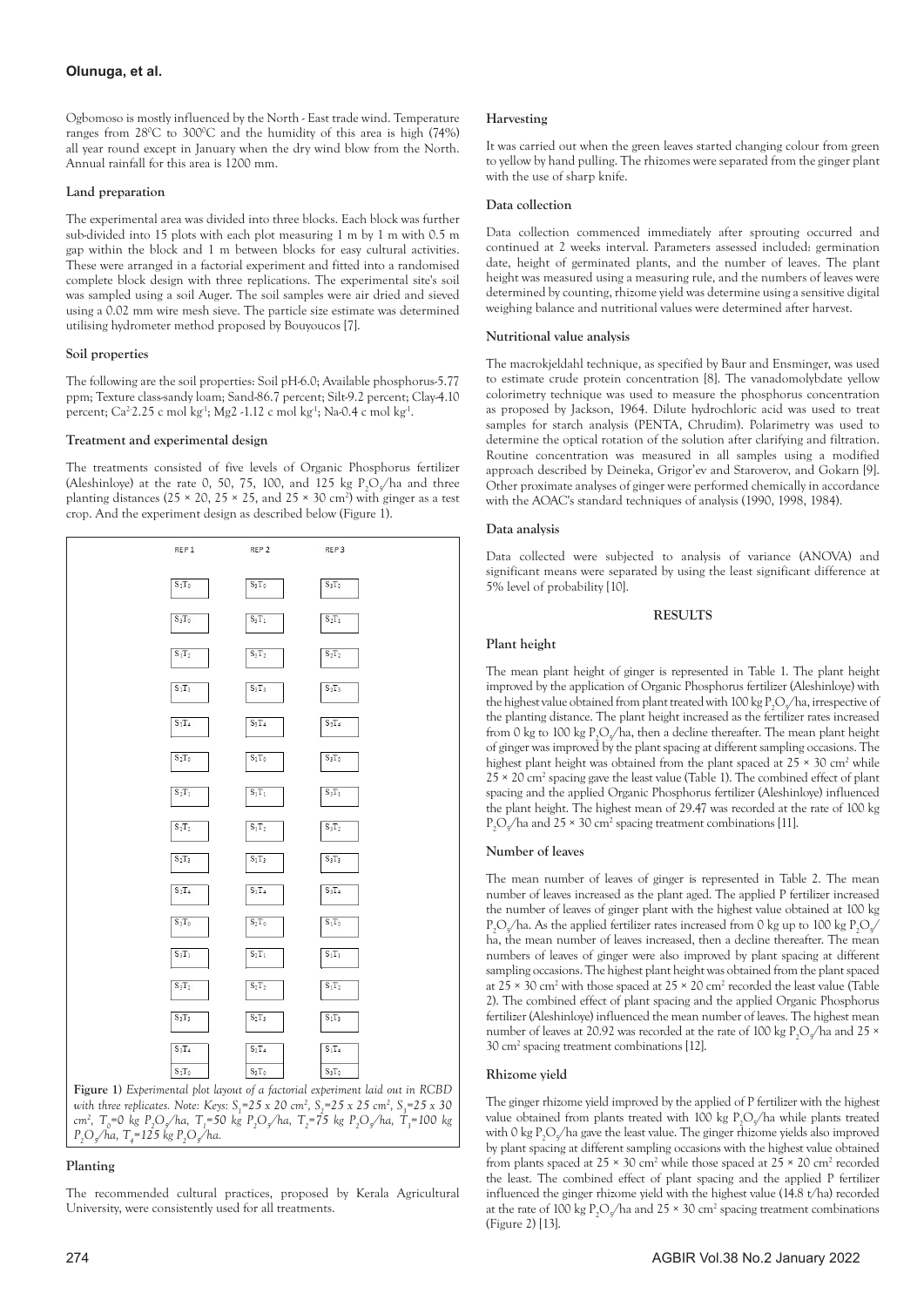Ogbomoso is mostly influenced by the North - East trade wind. Temperature ranges from 28°C to 300°C and the humidity of this area is high (74%) all year round except in January when the dry wind blow from the North. Annual rainfall for this area is 1200 mm.

**Land preparation**

The experimental area was divided into three blocks. Each block was further sub-divided into 15 plots with each plot measuring 1 m by 1 m with 0.5 m gap within the block and 1 m between blocks for easy cultural activities. These were arranged in a factorial experiment and fitted into a randomised complete block design with three replications. The experimental site's soil was sampled using a soil Auger. The soil samples were air dried and sieved using a 0.02 mm wire mesh sieve. The particle size estimate was determined utilising hydrometer method proposed by Bouyoucos [7].

**Soil properties**

The following are the soil properties: Soil pH-6.0; Available phosphorus-5.77 ppm; Texture class-sandy loam; Sand-86.7 percent; Silt-9.2 percent; Clay-4.10 percent; $Ca^{2}$-2.25 c mol $kg^{-1}$; Mg2 -1.12 c mol $kg^{-1}$; Na-0.4 c mol $kg^{-1}$.

**Treatment and experimental design**

The treatments consisted of five levels of Organic Phosphorus fertilizer (Aleshinloye) at the rate 0, 50, 75, 100, and 125 kg $P_2O_5$/ha and three planting distances (25 × 20, 25 × 25, and 25 × 30 $cm^2$) with ginger as a test crop. And the experiment design as described below (Figure 1).

| REP 1 | REP 2 | REP 3 |
|---|---|---|
| $S_1T_0$ | $S_3T_0$ | $S_2T_0$ |
| $S_2T_0$ | $S_2T_1$ | $S_2T_1$ |
| $S_1T_2$ | $S_3T_2$ | $S_2T_2$ |
| $S_1T_3$ | $S_3T_3$ | $S_2T_3$ |
| $S_1T_4$ | $S_3T_4$ | $S_2T_4$ |
| $S_2T_0$ | $S_1T_0$ | $S_3T_0$ |
| $S_2T_1$ | $S_1T_1$ | $S_3T_1$ |
| $S_2T_2$ | $S_1T_2$ | $S_3T_2$ |
| $S_2T_3$ | $S_1T_3$ | $S_3T_3$ |
| $S_2T_4$ | $S_1T_4$ | $S_3T_4$ |
| $S_3T_0$ | $S_2T_0$ | $S_1T_0$ |
| $S_3T_1$ | $S_2T_1$ | $S_1T_1$ |
| $S_3T_2$ | $S_2T_2$ | $S_1T_2$ |
| $S_3T_3$ | $S_2T_3$ | $S_1T_3$ |
| $S_3T_4$ | $S_2T_4$ | $S_1T_4$ |
| $S_3T_0$ | $S_2T_0$ | $S_3T_0$ |

**Figure 1)** *Experimental plot layout of a factorial experiment laid out in RCBD with three replicates. Note: Keys: $S_1$=25 x 20 $cm^2$, $S_2$=25 x 25 $cm^2$, $S_3$=25 x 30 $cm^2$, $T_0$=0 kg $P_2O_5$/ha, $T_1$=50 kg $P_2O_5$/ha, $T_2$=75 kg $P_2O_5$/ha, $T_3$=100 kg $P_2O_5$/ha, $T_4$=125 kg $P_2O_5$/ha.*

**Planting**

The recommended cultural practices, proposed by Kerala Agricultural University, were consistently used for all treatments.

**Harvesting**

It was carried out when the green leaves started changing colour from green to yellow by hand pulling. The rhizomes were separated from the ginger plant with the use of sharp knife.

**Data collection**

Data collection commenced immediately after sprouting occurred and continued at 2 weeks interval. Parameters assessed included: germination date, height of germinated plants, and the number of leaves. The plant height was measured using a measuring rule, and the numbers of leaves were determined by counting, rhizome yield was determine using a sensitive digital weighing balance and nutritional values were determined after harvest.

**Nutritional value analysis**

The macrokjeldahl technique, as specified by Baur and Ensminger, was used to estimate crude protein concentration [8]. The vanadomolybdate yellow colorimetry technique was used to measure the phosphorus concentration as proposed by Jackson, 1964. Dilute hydrochloric acid was used to treat samples for starch analysis (PENTA, Chrudim). Polarimetry was used to determine the optical rotation of the solution after clarifying and filtration. Routine concentration was measured in all samples using a modified approach described by Deineka, Grigor'ev and Staroverov, and Gokarn [9]. Other proximate analyses of ginger were performed chemically in accordance with the AOAC's standard techniques of analysis (1990, 1998, 1984).

**Data analysis**

Data collected were subjected to analysis of variance (ANOVA) and significant means were separated by using the least significant difference at 5% level of probability [10].

## RESULTS

**Plant height**

The mean plant height of ginger is represented in Table 1. The plant height improved by the application of Organic Phosphorus fertilizer (Aleshinloye) with the highest value obtained from plant treated with 100 kg $P_2O_5$/ha, irrespective of the planting distance. The plant height increased as the fertilizer rates increased from 0 kg to 100 kg $P_2O_5$/ha, then a decline thereafter. The mean plant height of ginger was improved by the plant spacing at different sampling occasions. The highest plant height was obtained from the plant spaced at 25 × 30 $cm^2$ while 25 × 20 $cm^2$ spacing gave the least value (Table 1). The combined effect of plant spacing and the applied Organic Phosphorus fertilizer (Aleshinloye) influenced the plant height. The highest mean of 29.47 was recorded at the rate of 100 kg $P_2O_5$/ha and 25 × 30 $cm^2$ spacing treatment combinations [11].

**Number of leaves**

The mean number of leaves of ginger is represented in Table 2. The mean number of leaves increased as the plant aged. The applied P fertilizer increased the number of leaves of ginger plant with the highest value obtained at 100 kg $P_2O_5$/ha. As the applied fertilizer rates increased from 0 kg up to 100 kg $P_2O_5$/ha, the mean number of leaves increased, then a decline thereafter. The mean numbers of leaves of ginger were also improved by plant spacing at different sampling occasions. The highest plant height was obtained from the plant spaced at 25 × 30 $cm^2$ with those spaced at 25 × 20 $cm^2$ recorded the least value (Table 2). The combined effect of plant spacing and the applied Organic Phosphorus fertilizer (Aleshinloye) influenced the mean number of leaves. The highest mean number of leaves at 20.92 was recorded at the rate of 100 kg $P_2O_5$/ha and 25 × 30 $cm^2$ spacing treatment combinations [12].

**Rhizome yield**

The ginger rhizome yield improved by the applied of P fertilizer with the highest value obtained from plants treated with 100 kg $P_2O_5$/ha while plants treated with 0 kg $P_2O_5$/ha gave the least value. The ginger rhizome yields also improved by plant spacing at different sampling occasions with the highest value obtained from plants spaced at 25 × 30 $cm^2$ while those spaced at 25 × 20 $cm^2$ recorded the least. The combined effect of plant spacing and the applied P fertilizer influenced the ginger rhizome yield with the highest value (14.8 t/ha) recorded at the rate of 100 kg $P_2O_5$/ha and 25 × 30 $cm^2$ spacing treatment combinations (Figure 2) [13].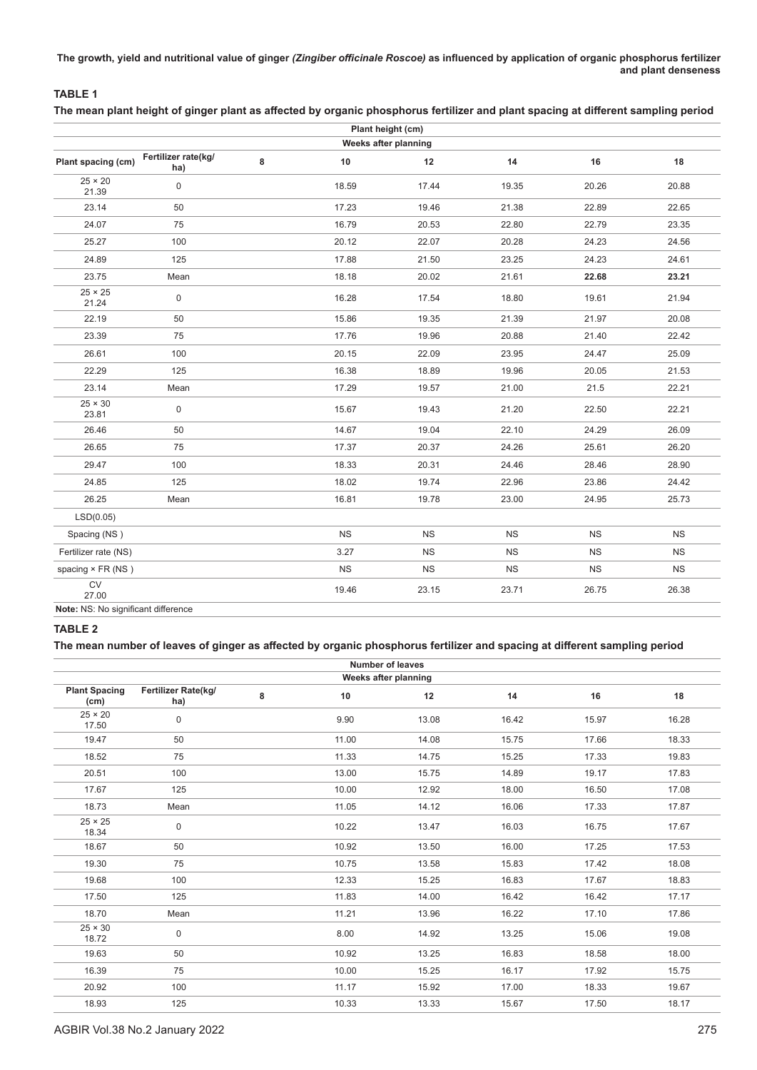**TABLE 1**

**The mean plant height of ginger plant as affected by organic phosphorus fertilizer and plant spacing at different sampling period**

| | | | Plant height (cm) | | | | |
|---|---|---|---|---|---|---|---|
| | | | Weeks after planning | | | | |
| **Plant spacing (cm)** | **Fertilizer rate(kg/ ha)** | **8** | **10** | **12** | **14** | **16** | **18** |
| 25 × 20 21.39 | 0 | | 18.59 | 17.44 | 19.35 | 20.26 | 20.88 |
| 23.14 | 50 | | 17.23 | 19.46 | 21.38 | 22.89 | 22.65 |
| 24.07 | 75 | | 16.79 | 20.53 | 22.80 | 22.79 | 23.35 |
| 25.27 | 100 | | 20.12 | 22.07 | 20.28 | 24.23 | 24.56 |
| 24.89 | 125 | | 17.88 | 21.50 | 23.25 | 24.23 | 24.61 |
| 23.75 | Mean | | 18.18 | 20.02 | 21.61 | **22.68** | **23.21** |
| 25 × 25 21.24 | 0 | | 16.28 | 17.54 | 18.80 | 19.61 | 21.94 |
| 22.19 | 50 | | 15.86 | 19.35 | 21.39 | 21.97 | 20.08 |
| 23.39 | 75 | | 17.76 | 19.96 | 20.88 | 21.40 | 22.42 |
| 26.61 | 100 | | 20.15 | 22.09 | 23.95 | 24.47 | 25.09 |
| 22.29 | 125 | | 16.38 | 18.89 | 19.96 | 20.05 | 21.53 |
| 23.14 | Mean | | 17.29 | 19.57 | 21.00 | 21.5 | 22.21 |
| 25 × 30 23.81 | 0 | | 15.67 | 19.43 | 21.20 | 22.50 | 22.21 |
| 26.46 | 50 | | 14.67 | 19.04 | 22.10 | 24.29 | 26.09 |
| 26.65 | 75 | | 17.37 | 20.37 | 24.26 | 25.61 | 26.20 |
| 29.47 | 100 | | 18.33 | 20.31 | 24.46 | 28.46 | 28.90 |
| 24.85 | 125 | | 18.02 | 19.74 | 22.96 | 23.86 | 24.42 |
| 26.25 | Mean | | 16.81 | 19.78 | 23.00 | 24.95 | 25.73 |
| LSD(0.05) | | | | | | | |
| Spacing (NS ) | | | NS | NS | NS | NS | NS |
| Fertilizer rate (NS) | | | 3.27 | NS | NS | NS | NS |
| spacing × FR (NS ) | | | NS | NS | NS | NS | NS |
| CV 27.00 | | | 19.46 | 23.15 | 23.71 | 26.75 | 26.38 |

**Note:** NS: No significant difference

**TABLE 2**

**The mean number of leaves of ginger as affected by organic phosphorus fertilizer and spacing at different sampling period**

| | | | Number of leaves | | | | |
|---|---|---|---|---|---|---|---|
| | | | Weeks after planning | | | | |
| **Plant Spacing (cm)** | **Fertilizer Rate(kg/ ha)** | **8** | **10** | **12** | **14** | **16** | **18** |
| 25 × 20 17.50 | 0 | | 9.90 | 13.08 | 16.42 | 15.97 | 16.28 |
| 19.47 | 50 | | 11.00 | 14.08 | 15.75 | 17.66 | 18.33 |
| 18.52 | 75 | | 11.33 | 14.75 | 15.25 | 17.33 | 19.83 |
| 20.51 | 100 | | 13.00 | 15.75 | 14.89 | 19.17 | 17.83 |
| 17.67 | 125 | | 10.00 | 12.92 | 18.00 | 16.50 | 17.08 |
| 18.73 | Mean | | 11.05 | 14.12 | 16.06 | 17.33 | 17.87 |
| 25 × 25 18.34 | 0 | | 10.22 | 13.47 | 16.03 | 16.75 | 17.67 |
| 18.67 | 50 | | 10.92 | 13.50 | 16.00 | 17.25 | 17.53 |
| 19.30 | 75 | | 10.75 | 13.58 | 15.83 | 17.42 | 18.08 |
| 19.68 | 100 | | 12.33 | 15.25 | 16.83 | 17.67 | 18.83 |
| 17.50 | 125 | | 11.83 | 14.00 | 16.42 | 16.42 | 17.17 |
| 18.70 | Mean | | 11.21 | 13.96 | 16.22 | 17.10 | 17.86 |
| 25 × 30 18.72 | 0 | | 8.00 | 14.92 | 13.25 | 15.06 | 19.08 |
| 19.63 | 50 | | 10.92 | 13.25 | 16.83 | 18.58 | 18.00 |
| 16.39 | 75 | | 10.00 | 15.25 | 16.17 | 17.92 | 15.75 |
| 20.92 | 100 | | 11.17 | 15.92 | 17.00 | 18.33 | 19.67 |
| 18.93 | 125 | | 10.33 | 13.33 | 15.67 | 17.50 | 18.17 |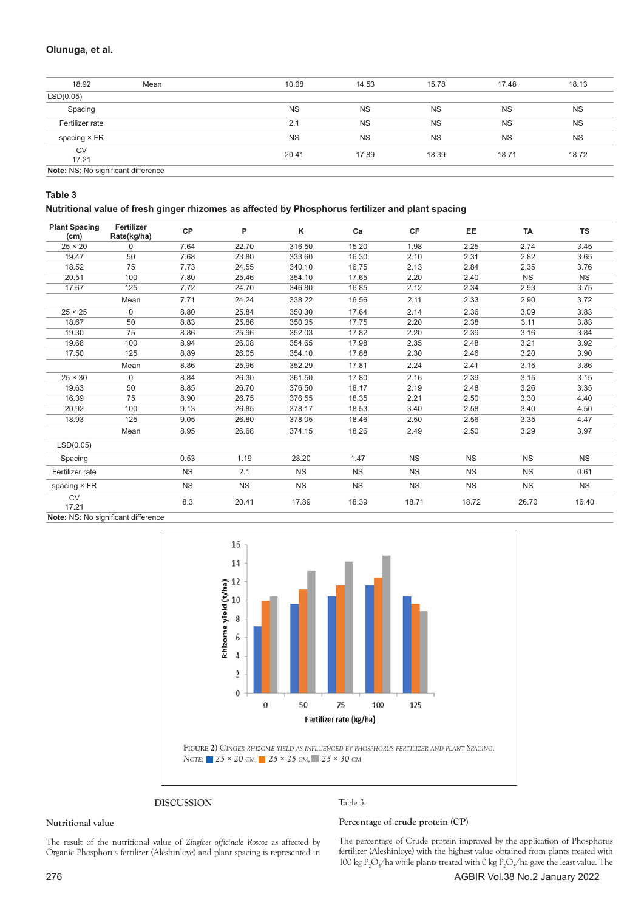| 18.92 | Mean | 10.08 | 14.53 | 15.78 | 17.48 | 18.13 |
|---|---|---|---|---|---|---|
| LSD(0.05) | | | | | | |
| Spacing | | NS | NS | NS | NS | NS |
| Fertilizer rate | | 2.1 | NS | NS | NS | NS |
| spacing × FR | | NS | NS | NS | NS | NS |
| CV 17.21 | | 20.41 | 17.89 | 18.39 | 18.71 | 18.72 |

**Note:** NS: No significant difference

**Table 3**

**Nutritional value of fresh ginger rhizomes as affected by Phosphorus fertilizer and plant spacing**

| Plant Spacing (cm) | Fertilizer Rate(kg/ha) | CP | P | K | Ca | CF | EE | TA | TS |
|---|---|---|---|---|---|---|---|---|---|
| 25 × 20 | 0 | 7.64 | 22.70 | 316.50 | 15.20 | 1.98 | 2.25 | 2.74 | 3.45 |
| 19.47 | 50 | 7.68 | 23.80 | 333.60 | 16.30 | 2.10 | 2.31 | 2.82 | 3.65 |
| 18.52 | 75 | 7.73 | 24.55 | 340.10 | 16.75 | 2.13 | 2.84 | 2.35 | 3.76 |
| 20.51 | 100 | 7.80 | 25.46 | 354.10 | 17.65 | 2.20 | 2.40 | NS | NS |
| 17.67 | 125 | 7.72 | 24.70 | 346.80 | 16.85 | 2.12 | 2.34 | 2.93 | 3.75 |
| | Mean | 7.71 | 24.24 | 338.22 | 16.56 | 2.11 | 2.33 | 2.90 | 3.72 |
| 25 × 25 | 0 | 8.80 | 25.84 | 350.30 | 17.64 | 2.14 | 2.36 | 3.09 | 3.83 |
| 18.67 | 50 | 8.83 | 25.86 | 350.35 | 17.75 | 2.20 | 2.38 | 3.11 | 3.83 |
| 19.30 | 75 | 8.86 | 25.96 | 352.03 | 17.82 | 2.20 | 2.39 | 3.16 | 3.84 |
| 19.68 | 100 | 8.94 | 26.08 | 354.65 | 17.98 | 2.35 | 2.48 | 3.21 | 3.92 |
| 17.50 | 125 | 8.89 | 26.05 | 354.10 | 17.88 | 2.30 | 2.46 | 3.20 | 3.90 |
| | Mean | 8.86 | 25.96 | 352.29 | 17.81 | 2.24 | 2.41 | 3.15 | 3.86 |
| 25 × 30 | 0 | 8.84 | 26.30 | 361.50 | 17.80 | 2.16 | 2.39 | 3.15 | 3.15 |
| 19.63 | 50 | 8.85 | 26.70 | 376.50 | 18.17 | 2.19 | 2.48 | 3.26 | 3.35 |
| 16.39 | 75 | 8.90 | 26.75 | 376.55 | 18.35 | 2.21 | 2.50 | 3.30 | 4.40 |
| 20.92 | 100 | 9.13 | 26.85 | 378.17 | 18.53 | 3.40 | 2.58 | 3.40 | 4.50 |
| 18.93 | 125 | 9.05 | 26.80 | 378.05 | 18.46 | 2.50 | 2.56 | 3.35 | 4.47 |
| | Mean | 8.95 | 26.68 | 374.15 | 18.26 | 2.49 | 2.50 | 3.29 | 3.97 |
| LSD(0.05) | | | | | | | | | |
| Spacing | | 0.53 | 1.19 | 28.20 | 1.47 | NS | NS | NS | NS |
| Fertilizer rate | | NS | 2.1 | NS | NS | NS | NS | NS | 0.61 |
| spacing × FR | | NS | NS | NS | NS | NS | NS | NS | NS |
| CV 17.21 | | 8.3 | 20.41 | 17.89 | 18.39 | 18.71 | 18.72 | 26.70 | 16.40 |

**Note:** NS: No significant difference

FIGURE 2) GINGER RHIZOME YIELD AS INFLUENCED BY PHOSPHORUS FERTILIZER AND PLANT SPACING. NOTE: ■ 25 × 20 CM, ■ 25 × 25 CM, ■ 25 × 30 CM

## DISCUSSION

### Nutritional value

The result of the nutritional value of *Zingiber officinale Roscoe* as affected by Organic Phosphorus fertilizer (Aleshinloye) and plant spacing is represented in Table 3.

### Percentage of crude protein (CP)

The percentage of Crude protein improved by the application of Phosphorus fertilizer (Aleshinloye) with the highest value obtained from plants treated with 100 kg $P_2O_5$/ha while plants treated with 0 kg $P_2O_5$/ha gave the least value. The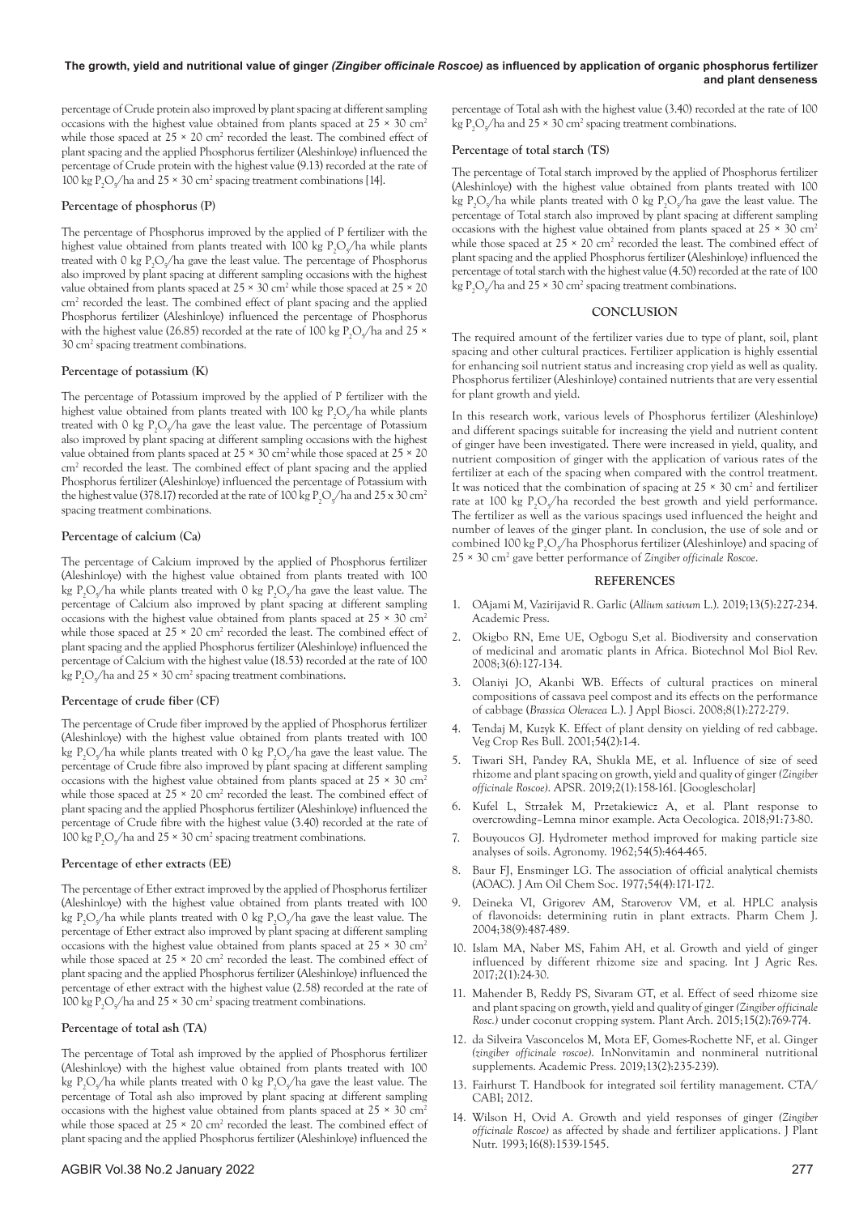percentage of Crude protein also improved by plant spacing at different sampling occasions with the highest value obtained from plants spaced at 25 × 30 $cm^2$ while those spaced at 25 × 20 $cm^2$ recorded the least. The combined effect of plant spacing and the applied Phosphorus fertilizer (Aleshinloye) influenced the percentage of Crude protein with the highest value (9.13) recorded at the rate of 100 kg $P_2O_5$/ha and 25 × 30 $cm^2$ spacing treatment combinations [14].

### Percentage of phosphorus (P)

The percentage of Phosphorus improved by the applied of P fertilizer with the highest value obtained from plants treated with 100 kg $P_2O_5$/ha while plants treated with 0 kg $P_2O_5$/ha gave the least value. The percentage of Phosphorus also improved by plant spacing at different sampling occasions with the highest value obtained from plants spaced at 25 × 30 $cm^2$ while those spaced at 25 × 20 $cm^2$ recorded the least. The combined effect of plant spacing and the applied Phosphorus fertilizer (Aleshinloye) influenced the percentage of Phosphorus with the highest value (26.85) recorded at the rate of 100 kg $P_2O_5$/ha and 25 × 30 $cm^2$ spacing treatment combinations.

### Percentage of potassium (K)

The percentage of Potassium improved by the applied of P fertilizer with the highest value obtained from plants treated with 100 kg $P_2O_5$/ha while plants treated with 0 kg $P_2O_5$/ha gave the least value. The percentage of Potassium also improved by plant spacing at different sampling occasions with the highest value obtained from plants spaced at 25 × 30 $cm^2$ while those spaced at 25 × 20 $cm^2$ recorded the least. The combined effect of plant spacing and the applied Phosphorus fertilizer (Aleshinloye) influenced the percentage of Potassium with the highest value (378.17) recorded at the rate of 100 kg $P_2O_5$/ha and 25 x 30 $cm^2$ spacing treatment combinations.

### Percentage of calcium (Ca)

The percentage of Calcium improved by the applied of Phosphorus fertilizer (Aleshinloye) with the highest value obtained from plants treated with 100 kg $P_2O_5$/ha while plants treated with 0 kg $P_2O_5$/ha gave the least value. The percentage of Calcium also improved by plant spacing at different sampling occasions with the highest value obtained from plants spaced at 25 × 30 $cm^2$ while those spaced at 25 × 20 $cm^2$ recorded the least. The combined effect of plant spacing and the applied Phosphorus fertilizer (Aleshinloye) influenced the percentage of Calcium with the highest value (18.53) recorded at the rate of 100 kg $P_2O_5$/ha and 25 × 30 $cm^2$ spacing treatment combinations.

### Percentage of crude fiber (CF)

The percentage of Crude fiber improved by the applied of Phosphorus fertilizer (Aleshinloye) with the highest value obtained from plants treated with 100 kg $P_2O_5$/ha while plants treated with 0 kg $P_2O_5$/ha gave the least value. The percentage of Crude fibre also improved by plant spacing at different sampling occasions with the highest value obtained from plants spaced at 25 × 30 $cm^2$ while those spaced at 25 × 20 $cm^2$ recorded the least. The combined effect of plant spacing and the applied Phosphorus fertilizer (Aleshinloye) influenced the percentage of Crude fibre with the highest value (3.40) recorded at the rate of 100 kg $P_2O_5$/ha and 25 × 30 $cm^2$ spacing treatment combinations.

### Percentage of ether extracts (EE)

The percentage of Ether extract improved by the applied of Phosphorus fertilizer (Aleshinloye) with the highest value obtained from plants treated with 100 kg $P_2O_5$/ha while plants treated with 0 kg $P_2O_5$/ha gave the least value. The percentage of Ether extract also improved by plant spacing at different sampling occasions with the highest value obtained from plants spaced at 25 × 30 $cm^2$ while those spaced at 25 × 20 $cm^2$ recorded the least. The combined effect of plant spacing and the applied Phosphorus fertilizer (Aleshinloye) influenced the percentage of ether extract with the highest value (2.58) recorded at the rate of 100 kg $P_2O_5$/ha and 25 × 30 $cm^2$ spacing treatment combinations.

### Percentage of total ash (TA)

The percentage of Total ash improved by the applied of Phosphorus fertilizer (Aleshinloye) with the highest value obtained from plants treated with 100 kg $P_2O_5$/ha while plants treated with 0 kg $P_2O_5$/ha gave the least value. The percentage of Total ash also improved by plant spacing at different sampling occasions with the highest value obtained from plants spaced at 25 × 30 $cm^2$ while those spaced at 25 × 20 $cm^2$ recorded the least. The combined effect of plant spacing and the applied Phosphorus fertilizer (Aleshinloye) influenced the percentage of Total ash with the highest value (3.40) recorded at the rate of 100 kg $P_2O_5$/ha and 25 × 30 $cm^2$ spacing treatment combinations.

### Percentage of total starch (TS)

The percentage of Total starch improved by the applied of Phosphorus fertilizer (Aleshinloye) with the highest value obtained from plants treated with 100 kg $P_2O_5$/ha while plants treated with 0 kg $P_2O_5$/ha gave the least value. The percentage of Total starch also improved by plant spacing at different sampling occasions with the highest value obtained from plants spaced at 25 × 30 $cm^2$ while those spaced at 25 × 20 $cm^2$ recorded the least. The combined effect of plant spacing and the applied Phosphorus fertilizer (Aleshinloye) influenced the percentage of total starch with the highest value (4.50) recorded at the rate of 100 kg $P_2O_5$/ha and 25 × 30 $cm^2$ spacing treatment combinations.

## CONCLUSION

The required amount of the fertilizer varies due to type of plant, soil, plant spacing and other cultural practices. Fertilizer application is highly essential for enhancing soil nutrient status and increasing crop yield as well as quality. Phosphorus fertilizer (Aleshinloye) contained nutrients that are very essential for plant growth and yield.

In this research work, various levels of Phosphorus fertilizer (Aleshinloye) and different spacings suitable for increasing the yield and nutrient content of ginger have been investigated. There were increased in yield, quality, and nutrient composition of ginger with the application of various rates of the fertilizer at each of the spacing when compared with the control treatment. It was noticed that the combination of spacing at 25 × 30 $cm^2$ and fertilizer rate at 100 kg $P_2O_5$/ha recorded the best growth and yield performance. The fertilizer as well as the various spacings used influenced the height and number of leaves of the ginger plant. In conclusion, the use of sole and or combined 100 kg $P_2O_5$/ha Phosphorus fertilizer (Aleshinloye) and spacing of 25 × 30 $cm^2$ gave better performance of *Zingiber officinale Roscoe*.

## REFERENCES

1. OAjami M, Vazirijavid R. Garlic (*Allium sativum* L.). 2019;13(5):227-234. Academic Press.
2. Okigbo RN, Eme UE, Ogbogu S,et al. Biodiversity and conservation of medicinal and aromatic plants in Africa. Biotechnol Mol Biol Rev. 2008;3(6):127-134.
3. Olaniyi JO, Akanbi WB. Effects of cultural practices on mineral compositions of cassava peel compost and its effects on the performance of cabbage (*Brassica Oleracea* L.). J Appl Biosci. 2008;8(1):272-279.
4. Tendaj M, Kuzyk K. Effect of plant density on yielding of red cabbage. Veg Crop Res Bull. 2001;54(2):1-4.
5. Tiwari SH, Pandey RA, Shukla ME, et al. Influence of size of seed rhizome and plant spacing on growth, yield and quality of ginger (*Zingiber officinale Roscoe*). APSR. 2019;2(1):158-161. [Googlescholar]
6. Kufel L, Strzałek M, Przetakiewicz A, et al. Plant response to overcrowding–Lemna minor example. Acta Oecologica. 2018;91:73-80.
7. Bouyoucos GJ. Hydrometer method improved for making particle size analyses of soils. Agronomy. 1962;54(5):464-465.
8. Baur FJ, Ensminger LG. The association of official analytical chemists (AOAC). J Am Oil Chem Soc. 1977;54(4):171-172.
9. Deineka VI, Grigorev AM, Staroverov VM, et al. HPLC analysis of flavonoids: determining rutin in plant extracts. Pharm Chem J. 2004;38(9):487-489.
10. Islam MA, Naber MS, Fahim AH, et al. Growth and yield of ginger influenced by different rhizome size and spacing. Int J Agric Res. 2017;2(1):24-30.
11. Mahender B, Reddy PS, Sivaram GT, et al. Effect of seed rhizome size and plant spacing on growth, yield and quality of ginger (*Zingiber officinale Rosc.*) under coconut cropping system. Plant Arch. 2015;15(2):769-774.
12. da Silveira Vasconcelos M, Mota EF, Gomes-Rochette NF, et al. Ginger (*zingiber officinale roscoe*). InNonvitamin and nonmineral nutritional supplements. Academic Press. 2019;13(2):235-239).
13. Fairhurst T. Handbook for integrated soil fertility management. CTA/CABI; 2012.
14. Wilson H, Ovid A. Growth and yield responses of ginger (*Zingiber officinale Roscoe*) as affected by shade and fertilizer applications. J Plant Nutr. 1993;16(8):1539-1545.